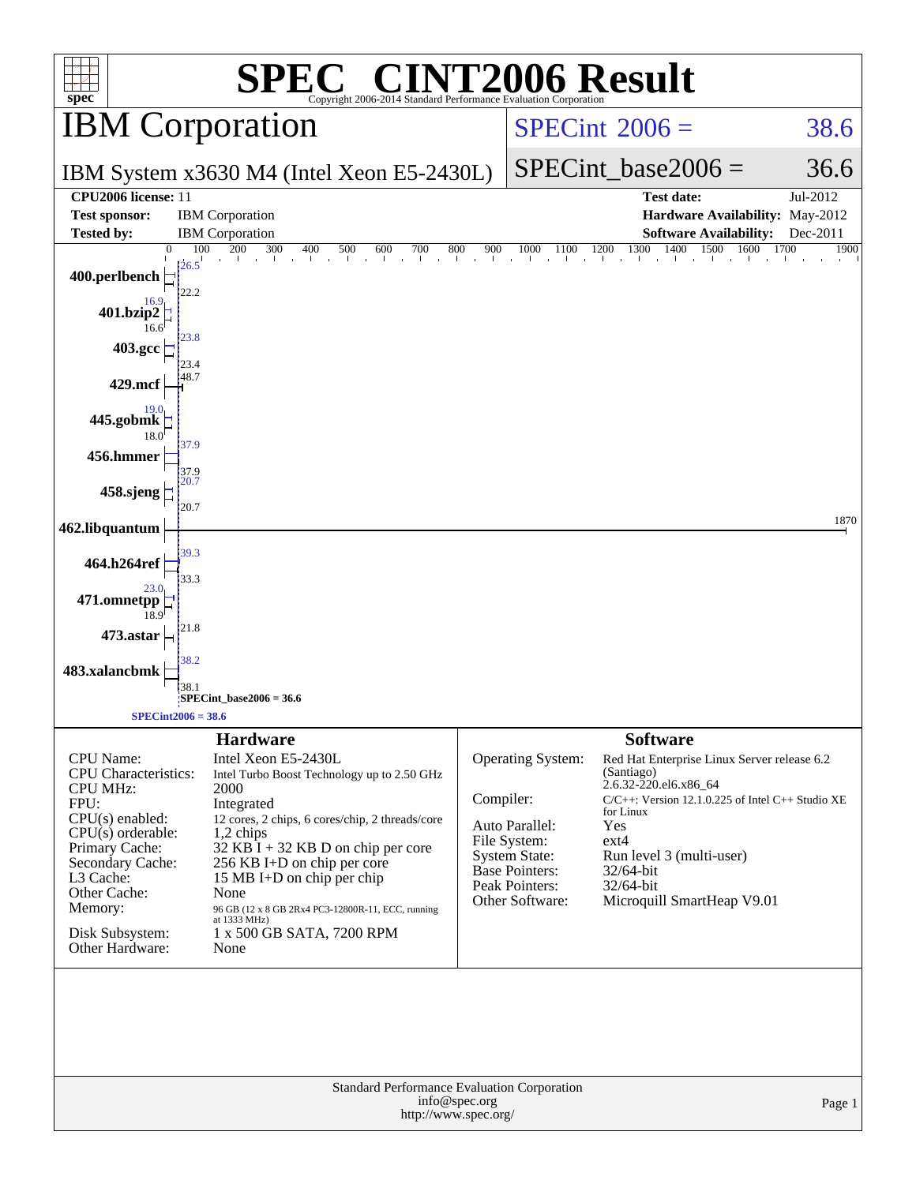# SPEC® CINT2006 Result

Copyright 2006-2014 Standard Performance Evaluation Corporation

## IBM Corporation

IBM System x3630 M4 (Intel Xeon E5-2430L)

SPECint2006 = 38.6

SPECint_base2006 = 36.6

| | | | |
|---|---|---|---|
| **CPU2006 license:** | 11 | **Test date:** | Jul-2012 |
| **Test sponsor:** | IBM Corporation | **Hardware Availability:** | May-2012 |
| **Tested by:** | IBM Corporation | **Software Availability:** | Dec-2011 |

| Benchmark | Peak | Base |
|---|---|---|
| 400.perlbench | 26.5 | 22.2 |
| 401.bzip2 | 16.9 | 16.6 |
| 403.gcc | 23.8 | 23.4 |
| 429.mcf | 48.7 | 48.7 |
| 445.gobmk | 19.0 | 18.0 |
| 456.hmmer | 37.9 | 37.9 |
| 458.sjeng | 20.7 | 20.7 |
| 462.libquantum | 1870 | 1870 |
| 464.h264ref | 39.3 | 33.3 |
| 471.omnetpp | 23.0 | 18.9 |
| 473.astar | 21.8 | 21.8 |
| 483.xalancbmk | 38.2 | 38.1 |

SPECint_base2006 = 36.6

SPECint2006 = 38.6

### Hardware

| | |
|---|---|
| CPU Name: | Intel Xeon E5-2430L |
| CPU Characteristics: | Intel Turbo Boost Technology up to 2.50 GHz |
| CPU MHz: | 2000 |
| FPU: | Integrated |
| CPU(s) enabled: | 12 cores, 2 chips, 6 cores/chip, 2 threads/core |
| CPU(s) orderable: | 1,2 chips |
| Primary Cache: | 32 KB I + 32 KB D on chip per core |
| Secondary Cache: | 256 KB I+D on chip per core |
| L3 Cache: | 15 MB I+D on chip per chip |
| Other Cache: | None |
| Memory: | 96 GB (12 x 8 GB 2Rx4 PC3-12800R-11, ECC, running at 1333 MHz) |
| Disk Subsystem: | 1 x 500 GB SATA, 7200 RPM |
| Other Hardware: | None |

### Software

| | |
|---|---|
| Operating System: | Red Hat Enterprise Linux Server release 6.2 (Santiago) 2.6.32-220.el6.x86_64 |
| Compiler: | C/C++: Version 12.1.0.225 of Intel C++ Studio XE for Linux |
| Auto Parallel: | Yes |
| File System: | ext4 |
| System State: | Run level 3 (multi-user) |
| Base Pointers: | 32/64-bit |
| Peak Pointers: | 32/64-bit |
| Other Software: | Microquill SmartHeap V9.01 |

Standard Performance Evaluation Corporation
info@spec.org
http://www.spec.org/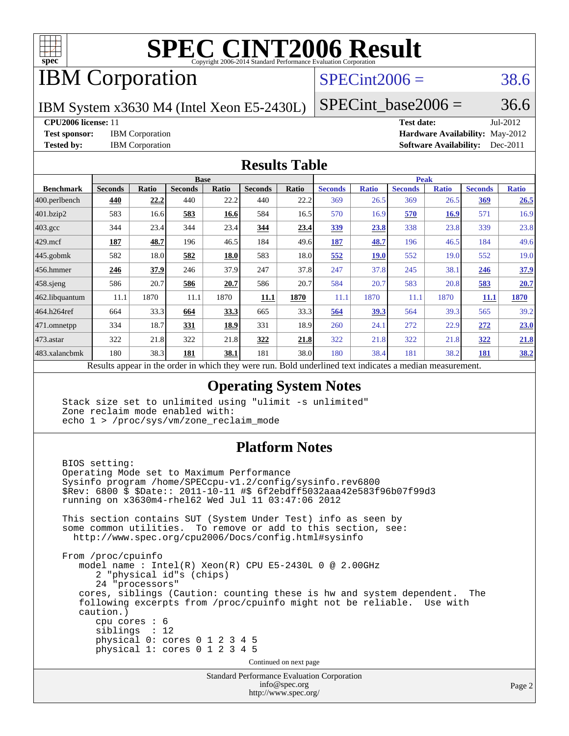# SPEC CINT2006 Result

Copyright 2006-2014 Standard Performance Evaluation Corporation

## IBM Corporation

IBM System x3630 M4 (Intel Xeon E5-2430L)

SPECint2006 = 38.6

SPECint_base2006 = 36.6

**CPU2006 license:** 11
**Test sponsor:** IBM Corporation
**Tested by:** IBM Corporation

**Test date:** Jul-2012
**Hardware Availability:** May-2012
**Software Availability:** Dec-2011

## Results Table

| Benchmark | Base | | | | | | Peak | | | | | |
|---|---|---|---|---|---|---|---|---|---|---|---|---|
| | Seconds | Ratio | Seconds | Ratio | Seconds | Ratio | Seconds | Ratio | Seconds | Ratio | Seconds | Ratio |
| 400.perlbench | **440** | **22.2** | 440 | 22.2 | 440 | 22.2 | 369 | 26.5 | 369 | 26.5 | **369** | **26.5** |
| 401.bzip2 | 583 | 16.6 | **583** | **16.6** | 584 | 16.5 | 570 | 16.9 | **570** | **16.9** | 571 | 16.9 |
| 403.gcc | 344 | 23.4 | 344 | 23.4 | **344** | **23.4** | **339** | **23.8** | 338 | 23.8 | 339 | 23.8 |
| 429.mcf | **187** | **48.7** | 196 | 46.5 | 184 | 49.6 | **187** | **48.7** | 196 | 46.5 | 184 | 49.6 |
| 445.gobmk | 582 | 18.0 | **582** | **18.0** | 583 | 18.0 | **552** | **19.0** | 552 | 19.0 | 552 | 19.0 |
| 456.hmmer | **246** | **37.9** | 246 | 37.9 | 247 | 37.8 | 247 | 37.8 | 245 | 38.1 | **246** | **37.9** |
| 458.sjeng | 586 | 20.7 | **586** | **20.7** | 586 | 20.7 | 584 | 20.7 | 583 | 20.8 | **583** | **20.7** |
| 462.libquantum | 11.1 | 1870 | 11.1 | 1870 | **11.1** | **1870** | 11.1 | 1870 | 11.1 | 1870 | **11.1** | **1870** |
| 464.h264ref | 664 | 33.3 | **664** | **33.3** | 665 | 33.3 | **564** | **39.3** | 564 | 39.3 | 565 | 39.2 |
| 471.omnetpp | 334 | 18.7 | **331** | **18.9** | 331 | 18.9 | 260 | 24.1 | 272 | 22.9 | **272** | **23.0** |
| 473.astar | 322 | 21.8 | 322 | 21.8 | **322** | **21.8** | 322 | 21.8 | 322 | 21.8 | **322** | **21.8** |
| 483.xalancbmk | 180 | 38.3 | **181** | **38.1** | 181 | 38.0 | 180 | 38.4 | 181 | 38.2 | **181** | **38.2** |

Results appear in the order in which they were run. Bold underlined text indicates a median measurement.

## Operating System Notes

```
Stack size set to unlimited using "ulimit -s unlimited"
Zone reclaim mode enabled with:
echo 1 > /proc/sys/vm/zone_reclaim_mode
```

## Platform Notes

```
BIOS setting:
Operating Mode set to Maximum Performance
Sysinfo program /home/SPECcpu-v1.2/config/sysinfo.rev6800
$Rev: 6800 $ $Date:: 2011-10-11 #$ 6f2ebdff5032aaa42e583f96b07f99d3
running on x3630m4-rhel62 Wed Jul 11 03:47:06 2012

This section contains SUT (System Under Test) info as seen by
some common utilities.  To remove or add to this section, see:
  http://www.spec.org/cpu2006/Docs/config.html#sysinfo

From /proc/cpuinfo
   model name : Intel(R) Xeon(R) CPU E5-2430L 0 @ 2.00GHz
      2 "physical id"s (chips)
      24 "processors"
   cores, siblings (Caution: counting these is hw and system dependent.  The
   following excerpts from /proc/cpuinfo might not be reliable.  Use with
   caution.)
      cpu cores : 6
      siblings  : 12
      physical 0: cores 0 1 2 3 4 5
      physical 1: cores 0 1 2 3 4 5
```

Continued on next page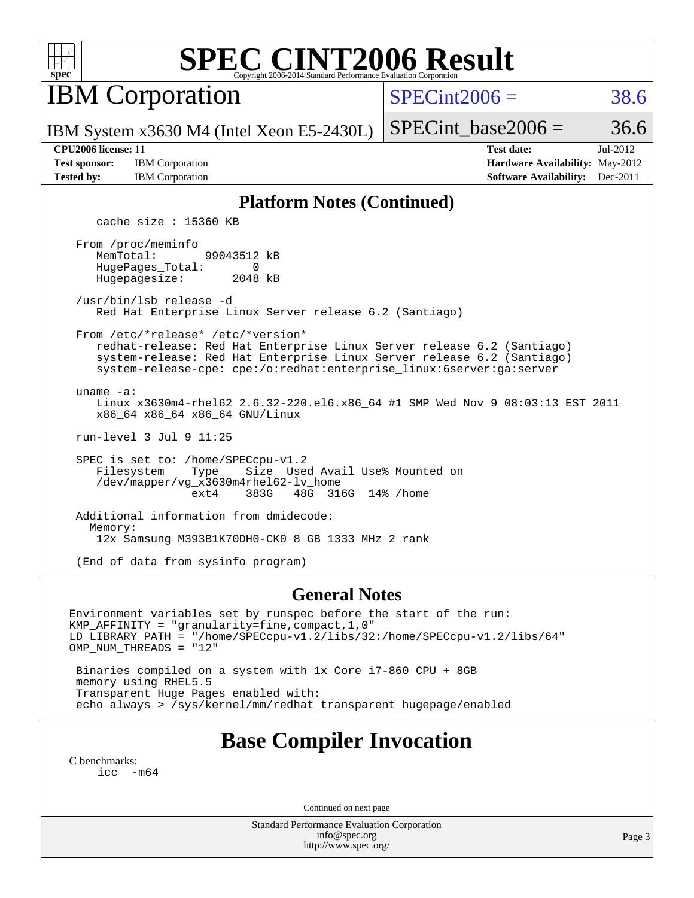# SPEC CINT2006 Result

Copyright 2006-2014 Standard Performance Evaluation Corporation

## IBM Corporation

IBM System x3630 M4 (Intel Xeon E5-2430L)

SPECint2006 = 38.6

SPECint_base2006 = 36.6

**CPU2006 license:** 11
**Test sponsor:** IBM Corporation
**Tested by:** IBM Corporation

**Test date:** Jul-2012
**Hardware Availability:** May-2012
**Software Availability:** Dec-2011

### Platform Notes (Continued)

```
    cache size : 15360 KB

 From /proc/meminfo
    MemTotal:       99043512 kB
    HugePages_Total:       0
    Hugepagesize:       2048 kB

 /usr/bin/lsb_release -d
    Red Hat Enterprise Linux Server release 6.2 (Santiago)

 From /etc/*release* /etc/*version*
    redhat-release: Red Hat Enterprise Linux Server release 6.2 (Santiago)
    system-release: Red Hat Enterprise Linux Server release 6.2 (Santiago)
    system-release-cpe: cpe:/o:redhat:enterprise_linux:6server:ga:server

 uname -a:
    Linux x3630m4-rhel62 2.6.32-220.el6.x86_64 #1 SMP Wed Nov 9 08:03:13 EST 2011
    x86_64 x86_64 x86_64 GNU/Linux

 run-level 3 Jul 9 11:25

 SPEC is set to: /home/SPECcpu-v1.2
    Filesystem    Type    Size  Used Avail Use% Mounted on
    /dev/mapper/vg_x3630m4rhel62-lv_home
                  ext4    383G   48G  316G  14% /home

 Additional information from dmidecode:
   Memory:
    12x Samsung M393B1K70DH0-CK0 8 GB 1333 MHz 2 rank

 (End of data from sysinfo program)
```

### General Notes

```
Environment variables set by runspec before the start of the run:
KMP_AFFINITY = "granularity=fine,compact,1,0"
LD_LIBRARY_PATH = "/home/SPECcpu-v1.2/libs/32:/home/SPECcpu-v1.2/libs/64"
OMP_NUM_THREADS = "12"

 Binaries compiled on a system with 1x Core i7-860 CPU + 8GB
 memory using RHEL5.5
 Transparent Huge Pages enabled with:
 echo always > /sys/kernel/mm/redhat_transparent_hugepage/enabled
```

## Base Compiler Invocation

C benchmarks:

```
icc  -m64
```

Continued on next page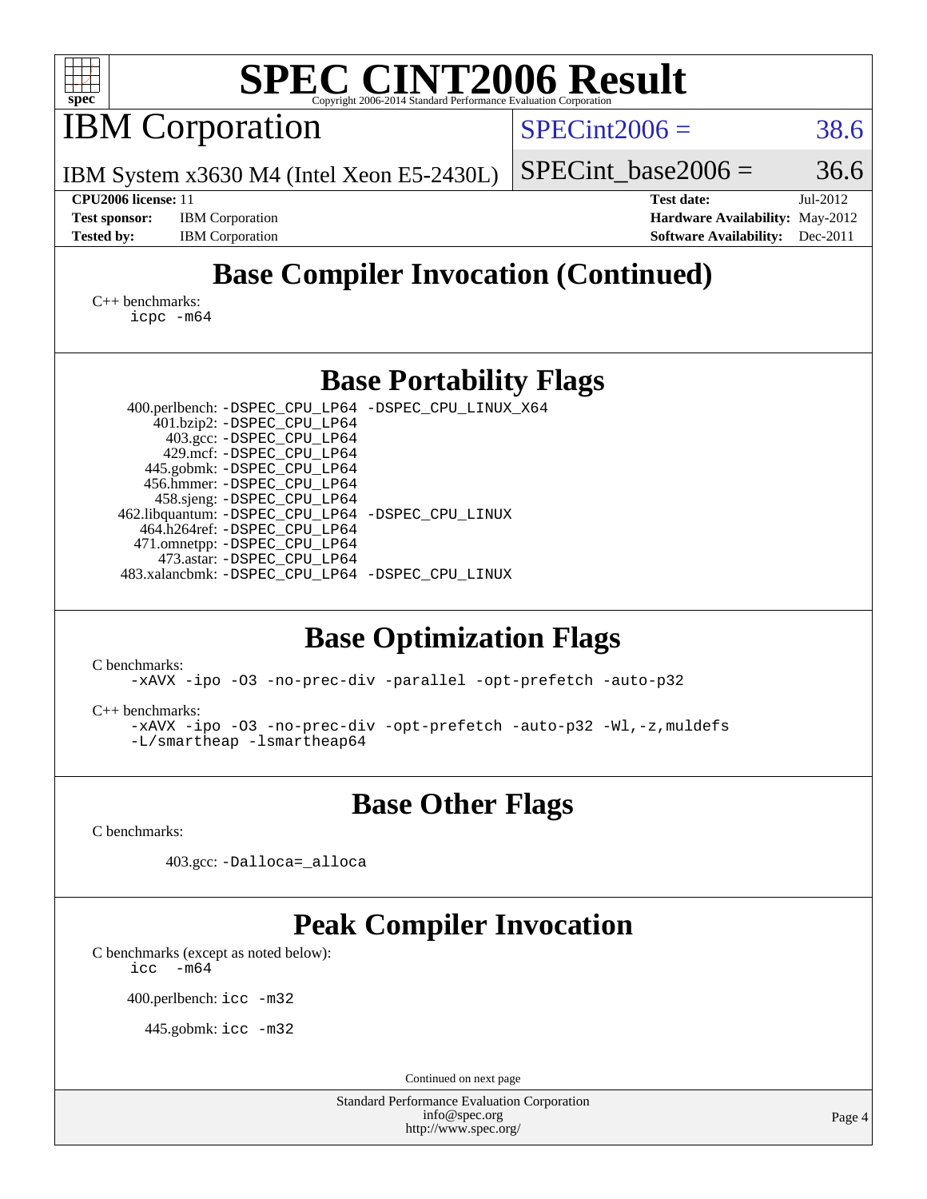# SPEC CINT2006 Result

Copyright 2006-2014 Standard Performance Evaluation Corporation

## IBM Corporation

IBM System x3630 M4 (Intel Xeon E5-2430L)

SPECint2006 = 38.6

SPECint_base2006 = 36.6

**CPU2006 license:** 11
**Test sponsor:** IBM Corporation
**Tested by:** IBM Corporation

**Test date:** Jul-2012
**Hardware Availability:** May-2012
**Software Availability:** Dec-2011

## Base Compiler Invocation (Continued)

C++ benchmarks:
icpc -m64

## Base Portability Flags

400.perlbench: -DSPEC_CPU_LP64 -DSPEC_CPU_LINUX_X64
401.bzip2: -DSPEC_CPU_LP64
403.gcc: -DSPEC_CPU_LP64
429.mcf: -DSPEC_CPU_LP64
445.gobmk: -DSPEC_CPU_LP64
456.hmmer: -DSPEC_CPU_LP64
458.sjeng: -DSPEC_CPU_LP64
462.libquantum: -DSPEC_CPU_LP64 -DSPEC_CPU_LINUX
464.h264ref: -DSPEC_CPU_LP64
471.omnetpp: -DSPEC_CPU_LP64
473.astar: -DSPEC_CPU_LP64
483.xalancbmk: -DSPEC_CPU_LP64 -DSPEC_CPU_LINUX

## Base Optimization Flags

C benchmarks:
-xAVX -ipo -O3 -no-prec-div -parallel -opt-prefetch -auto-p32

C++ benchmarks:
-xAVX -ipo -O3 -no-prec-div -opt-prefetch -auto-p32 -Wl,-z,muldefs
-L/smartheap -lsmartheap64

## Base Other Flags

C benchmarks:

403.gcc: -Dalloca=_alloca

## Peak Compiler Invocation

C benchmarks (except as noted below):
icc -m64

400.perlbench: icc -m32

445.gobmk: icc -m32

Continued on next page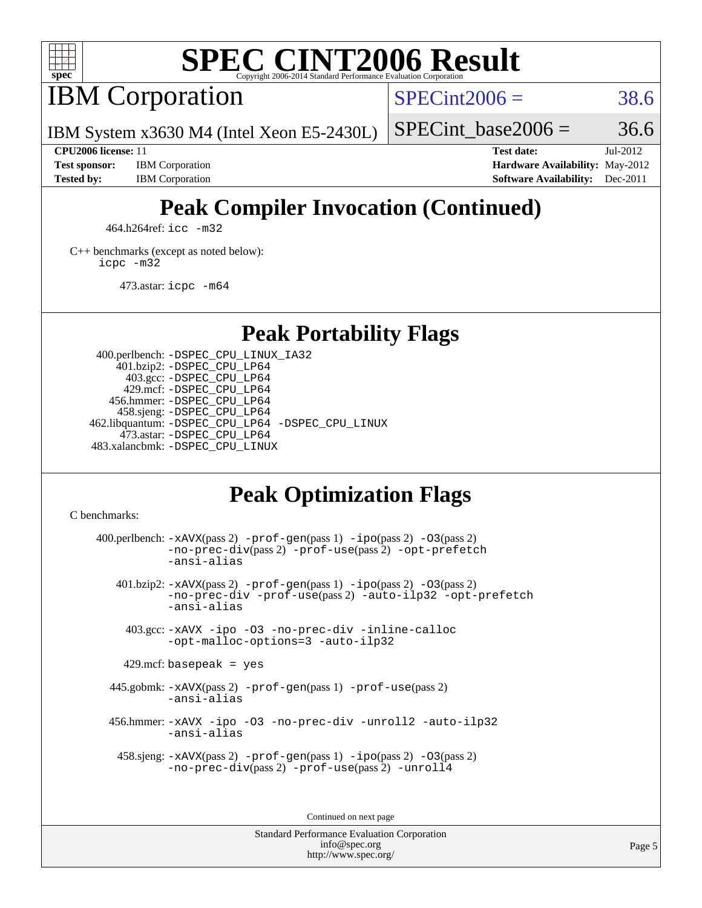# SPEC CINT2006 Result

## IBM Corporation

IBM System x3630 M4 (Intel Xeon E5-2430L)

SPECint2006 = 38.6

SPECint_base2006 = 36.6

**CPU2006 license:** 11
**Test sponsor:** IBM Corporation
**Tested by:** IBM Corporation
**Test date:** Jul-2012
**Hardware Availability:** May-2012
**Software Availability:** Dec-2011

## Peak Compiler Invocation (Continued)

464.h264ref: `icc -m32`

C++ benchmarks (except as noted below):
`icpc -m32`

473.astar: `icpc -m64`

## Peak Portability Flags

400.perlbench: `-DSPEC_CPU_LINUX_IA32`
401.bzip2: `-DSPEC_CPU_LP64`
403.gcc: `-DSPEC_CPU_LP64`
429.mcf: `-DSPEC_CPU_LP64`
456.hmmer: `-DSPEC_CPU_LP64`
458.sjeng: `-DSPEC_CPU_LP64`
462.libquantum: `-DSPEC_CPU_LP64 -DSPEC_CPU_LINUX`
473.astar: `-DSPEC_CPU_LP64`
483.xalancbmk: `-DSPEC_CPU_LINUX`

## Peak Optimization Flags

C benchmarks:

400.perlbench: `-xAVX`(pass 2) `-prof-gen`(pass 1) `-ipo`(pass 2) `-O3`(pass 2) `-no-prec-div`(pass 2) `-prof-use`(pass 2) `-opt-prefetch` `-ansi-alias`

401.bzip2: `-xAVX`(pass 2) `-prof-gen`(pass 1) `-ipo`(pass 2) `-O3`(pass 2) `-no-prec-div` `-prof-use`(pass 2) `-auto-ilp32` `-opt-prefetch` `-ansi-alias`

403.gcc: `-xAVX -ipo -O3 -no-prec-div -inline-calloc -opt-malloc-options=3 -auto-ilp32`

429.mcf: `basepeak = yes`

445.gobmk: `-xAVX`(pass 2) `-prof-gen`(pass 1) `-prof-use`(pass 2) `-ansi-alias`

456.hmmer: `-xAVX -ipo -O3 -no-prec-div -unroll2 -auto-ilp32 -ansi-alias`

458.sjeng: `-xAVX`(pass 2) `-prof-gen`(pass 1) `-ipo`(pass 2) `-O3`(pass 2) `-no-prec-div`(pass 2) `-prof-use`(pass 2) `-unroll4`

Continued on next page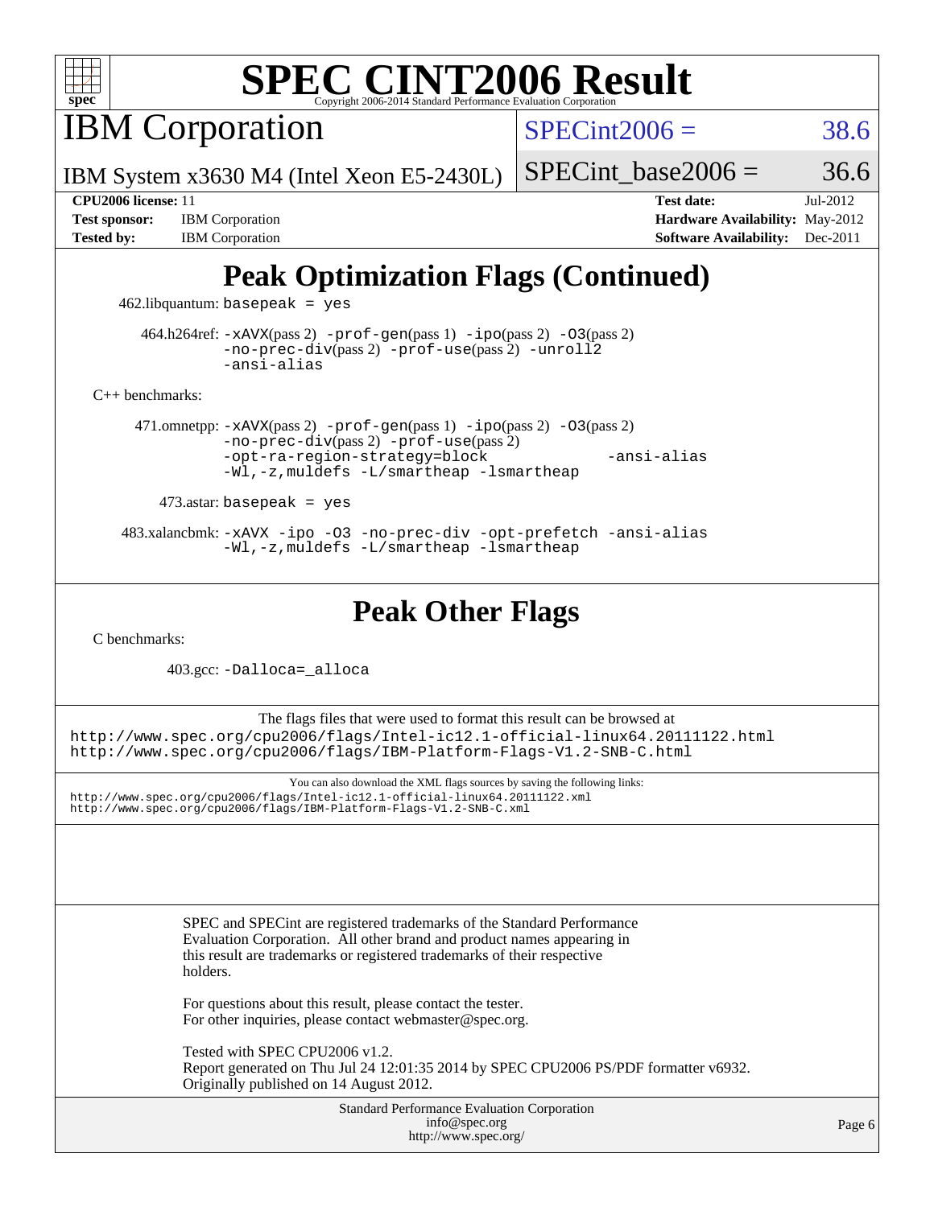# SPEC CINT2006 Result

Copyright 2006-2014 Standard Performance Evaluation Corporation

## IBM Corporation

IBM System x3630 M4 (Intel Xeon E5-2430L)

SPECint2006 = 38.6

SPECint_base2006 = 36.6

**CPU2006 license:** 11
**Test sponsor:** IBM Corporation
**Tested by:** IBM Corporation

**Test date:** Jul-2012
**Hardware Availability:** May-2012
**Software Availability:** Dec-2011

## Peak Optimization Flags (Continued)

462.libquantum: `basepeak = yes`

464.h264ref: `-xAVX`(pass 2) `-prof-gen`(pass 1) `-ipo`(pass 2) `-O3`(pass 2) `-no-prec-div`(pass 2) `-prof-use`(pass 2) `-unroll2` `-ansi-alias`

C++ benchmarks:

471.omnetpp: `-xAVX`(pass 2) `-prof-gen`(pass 1) `-ipo`(pass 2) `-O3`(pass 2) `-no-prec-div`(pass 2) `-prof-use`(pass 2) `-opt-ra-region-strategy=block` `-ansi-alias` `-Wl,-z,muldefs -L/smartheap -lsmartheap`

473.astar: `basepeak = yes`

483.xalancbmk: `-xAVX -ipo -O3 -no-prec-div -opt-prefetch -ansi-alias -Wl,-z,muldefs -L/smartheap -lsmartheap`

## Peak Other Flags

C benchmarks:

403.gcc: `-Dalloca=_alloca`

The flags files that were used to format this result can be browsed at
http://www.spec.org/cpu2006/flags/Intel-ic12.1-official-linux64.20111122.html
http://www.spec.org/cpu2006/flags/IBM-Platform-Flags-V1.2-SNB-C.html

You can also download the XML flags sources by saving the following links:
http://www.spec.org/cpu2006/flags/Intel-ic12.1-official-linux64.20111122.xml
http://www.spec.org/cpu2006/flags/IBM-Platform-Flags-V1.2-SNB-C.xml

SPEC and SPECint are registered trademarks of the Standard Performance Evaluation Corporation. All other brand and product names appearing in this result are trademarks or registered trademarks of their respective holders.

For questions about this result, please contact the tester.
For other inquiries, please contact webmaster@spec.org.

Tested with SPEC CPU2006 v1.2.
Report generated on Thu Jul 24 12:01:35 2014 by SPEC CPU2006 PS/PDF formatter v6932.
Originally published on 14 August 2012.

Standard Performance Evaluation Corporation
info@spec.org
http://www.spec.org/